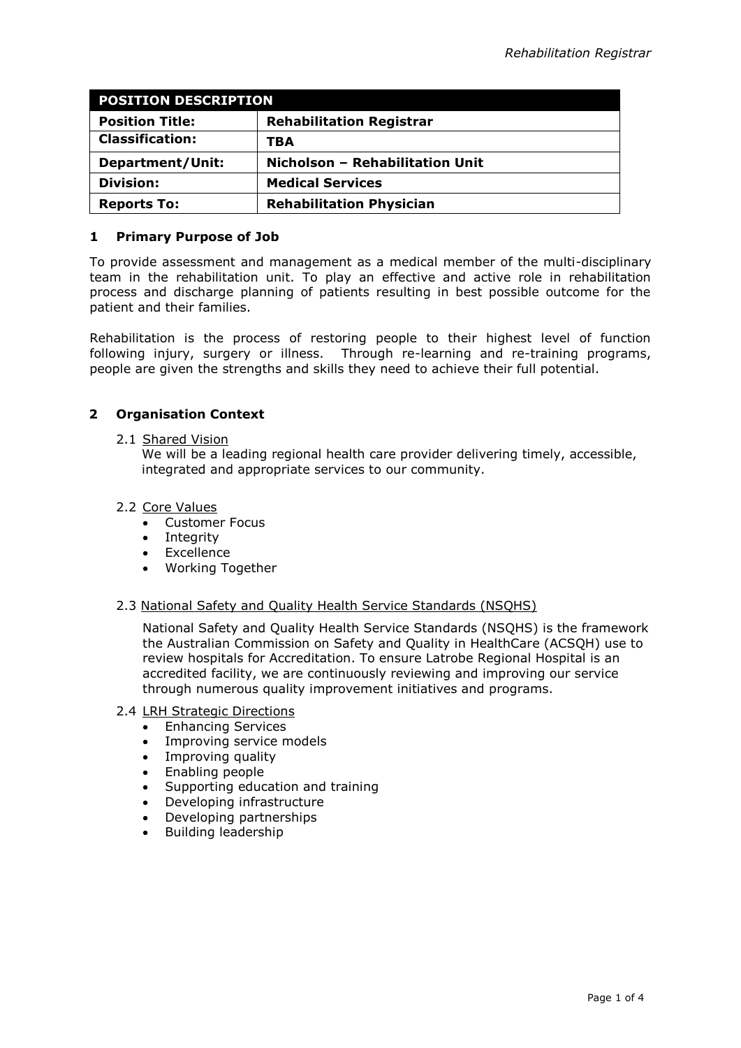| POSITION DESCRIPTION | |
| --- | --- |
| **Position Title:** | **Rehabilitation Registrar** |
| **Classification:** | **TBA** |
| **Department/Unit:** | **Nicholson – Rehabilitation Unit** |
| **Division:** | **Medical Services** |
| **Reports To:** | **Rehabilitation Physician** |

## 1 Primary Purpose of Job

To provide assessment and management as a medical member of the multi-disciplinary team in the rehabilitation unit. To play an effective and active role in rehabilitation process and discharge planning of patients resulting in best possible outcome for the patient and their families.

Rehabilitation is the process of restoring people to their highest level of function following injury, surgery or illness. Through re-learning and re-training programs, people are given the strengths and skills they need to achieve their full potential.

## 2 Organisation Context

### 2.1 Shared Vision

We will be a leading regional health care provider delivering timely, accessible, integrated and appropriate services to our community.

### 2.2 Core Values

- Customer Focus
- Integrity
- Excellence
- Working Together

### 2.3 National Safety and Quality Health Service Standards (NSQHS)

National Safety and Quality Health Service Standards (NSQHS) is the framework the Australian Commission on Safety and Quality in HealthCare (ACSQH) use to review hospitals for Accreditation. To ensure Latrobe Regional Hospital is an accredited facility, we are continuously reviewing and improving our service through numerous quality improvement initiatives and programs.

### 2.4 LRH Strategic Directions

- Enhancing Services
- Improving service models
- Improving quality
- Enabling people
- Supporting education and training
- Developing infrastructure
- Developing partnerships
- Building leadership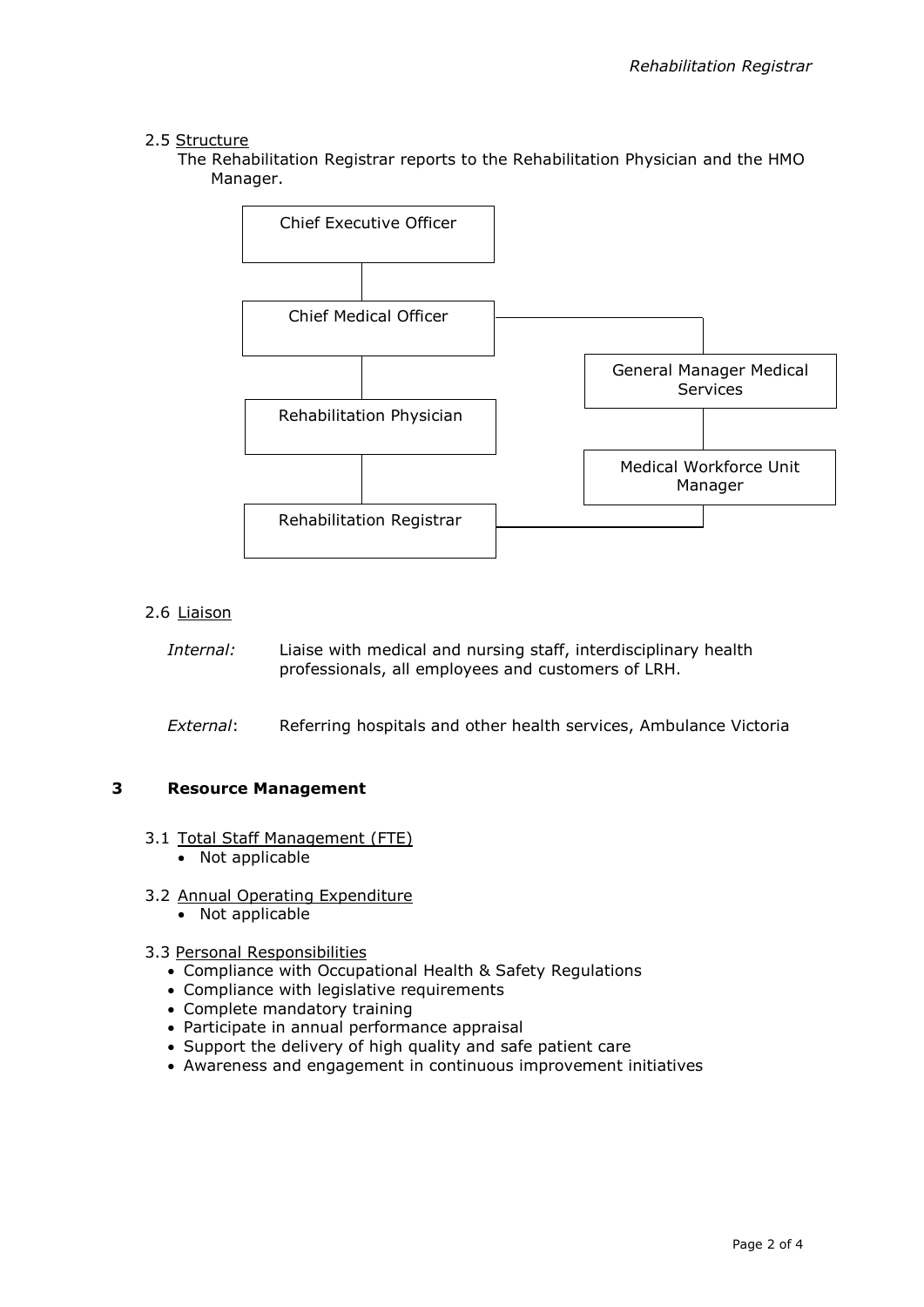2.5 Structure

The Rehabilitation Registrar reports to the Rehabilitation Physician and the HMO Manager.

- Chief Executive Officer
  - Chief Medical Officer
    - Rehabilitation Physician
      - Rehabilitation Registrar
    - General Manager Medical Services
      - Medical Workforce Unit Manager
        - Rehabilitation Registrar

2.6 Liaison

| | |
|---|---|
| *Internal:* | Liaise with medical and nursing staff, interdisciplinary health professionals, all employees and customers of LRH. |
| *External*: | Referring hospitals and other health services, Ambulance Victoria |

## 3 Resource Management

3.1 Total Staff Management (FTE)

- Not applicable

3.2 Annual Operating Expenditure

- Not applicable

3.3 Personal Responsibilities

- Compliance with Occupational Health & Safety Regulations
- Compliance with legislative requirements
- Complete mandatory training
- Participate in annual performance appraisal
- Support the delivery of high quality and safe patient care
- Awareness and engagement in continuous improvement initiatives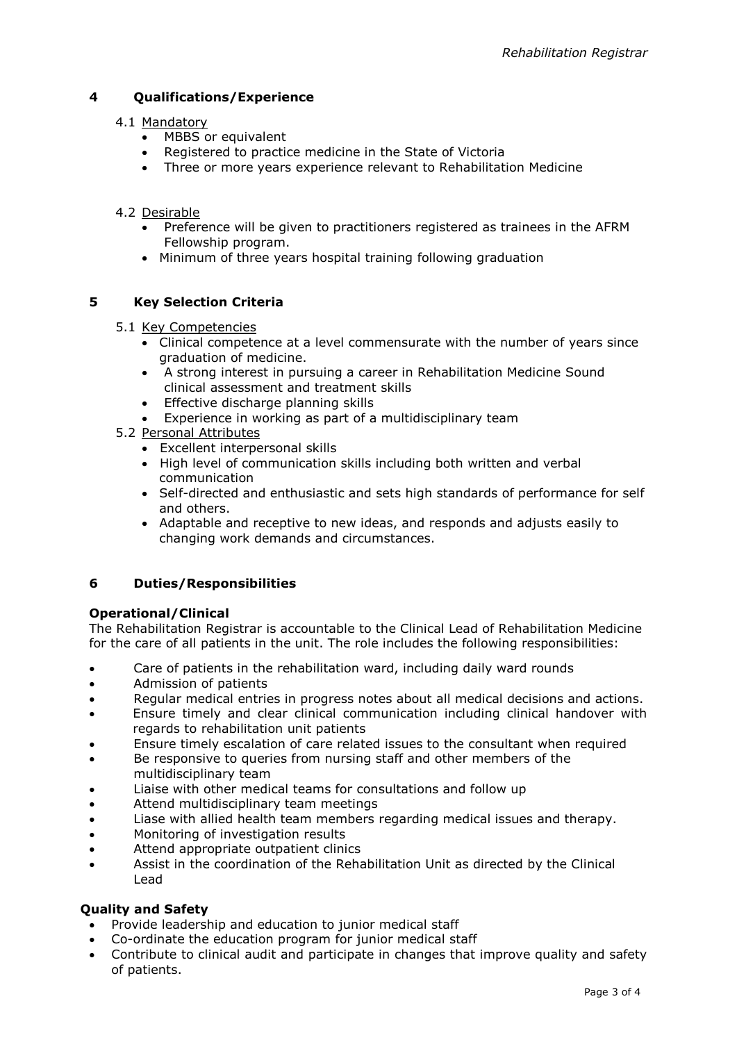## 4 Qualifications/Experience

4.1 Mandatory

- MBBS or equivalent
- Registered to practice medicine in the State of Victoria
- Three or more years experience relevant to Rehabilitation Medicine

4.2 Desirable

- Preference will be given to practitioners registered as trainees in the AFRM Fellowship program.
- Minimum of three years hospital training following graduation

## 5 Key Selection Criteria

5.1 Key Competencies

- Clinical competence at a level commensurate with the number of years since graduation of medicine.
- A strong interest in pursuing a career in Rehabilitation Medicine Sound clinical assessment and treatment skills
- Effective discharge planning skills
- Experience in working as part of a multidisciplinary team

5.2 Personal Attributes

- Excellent interpersonal skills
- High level of communication skills including both written and verbal communication
- Self-directed and enthusiastic and sets high standards of performance for self and others.
- Adaptable and receptive to new ideas, and responds and adjusts easily to changing work demands and circumstances.

## 6 Duties/Responsibilities

**Operational/Clinical**

The Rehabilitation Registrar is accountable to the Clinical Lead of Rehabilitation Medicine for the care of all patients in the unit. The role includes the following responsibilities:

- Care of patients in the rehabilitation ward, including daily ward rounds
- Admission of patients
- Regular medical entries in progress notes about all medical decisions and actions.
- Ensure timely and clear clinical communication including clinical handover with regards to rehabilitation unit patients
- Ensure timely escalation of care related issues to the consultant when required
- Be responsive to queries from nursing staff and other members of the multidisciplinary team
- Liaise with other medical teams for consultations and follow up
- Attend multidisciplinary team meetings
- Liase with allied health team members regarding medical issues and therapy.
- Monitoring of investigation results
- Attend appropriate outpatient clinics
- Assist in the coordination of the Rehabilitation Unit as directed by the Clinical Lead

**Quality and Safety**

- Provide leadership and education to junior medical staff
- Co-ordinate the education program for junior medical staff
- Contribute to clinical audit and participate in changes that improve quality and safety of patients.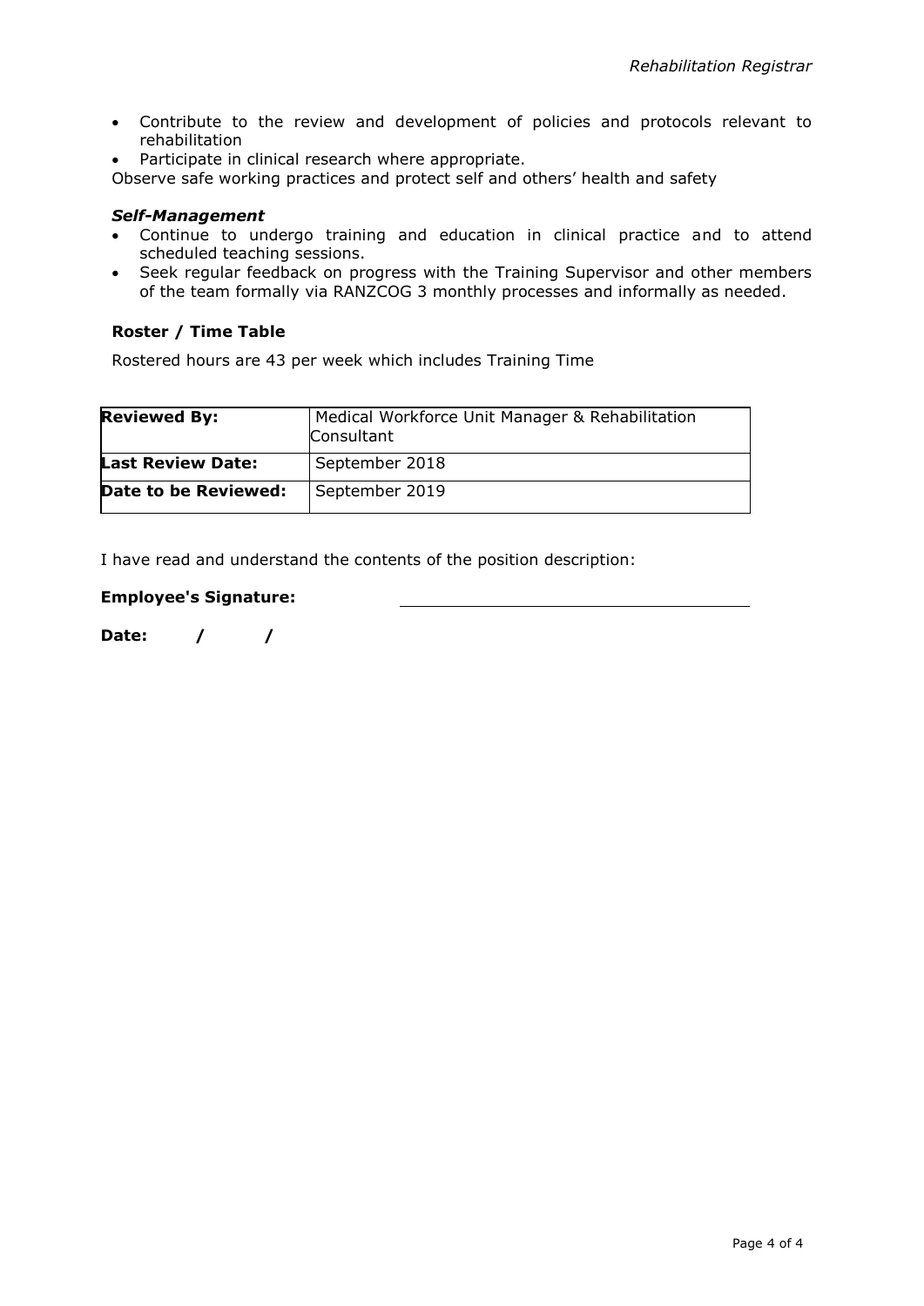- Contribute to the review and development of policies and protocols relevant to rehabilitation
- Participate in clinical research where appropriate.

Observe safe working practices and protect self and others' health and safety

***Self-Management***

- Continue to undergo training and education in clinical practice and to attend scheduled teaching sessions.
- Seek regular feedback on progress with the Training Supervisor and other members of the team formally via RANZCOG 3 monthly processes and informally as needed.

**Roster / Time Table**

Rostered hours are 43 per week which includes Training Time

| | |
|---|---|
| **Reviewed By:** | Medical Workforce Unit Manager & Rehabilitation Consultant |
| **Last Review Date:** | September 2018 |
| **Date to be Reviewed:** | September 2019 |

I have read and understand the contents of the position description:

**Employee's Signature:** ______________________________

**Date: / /**